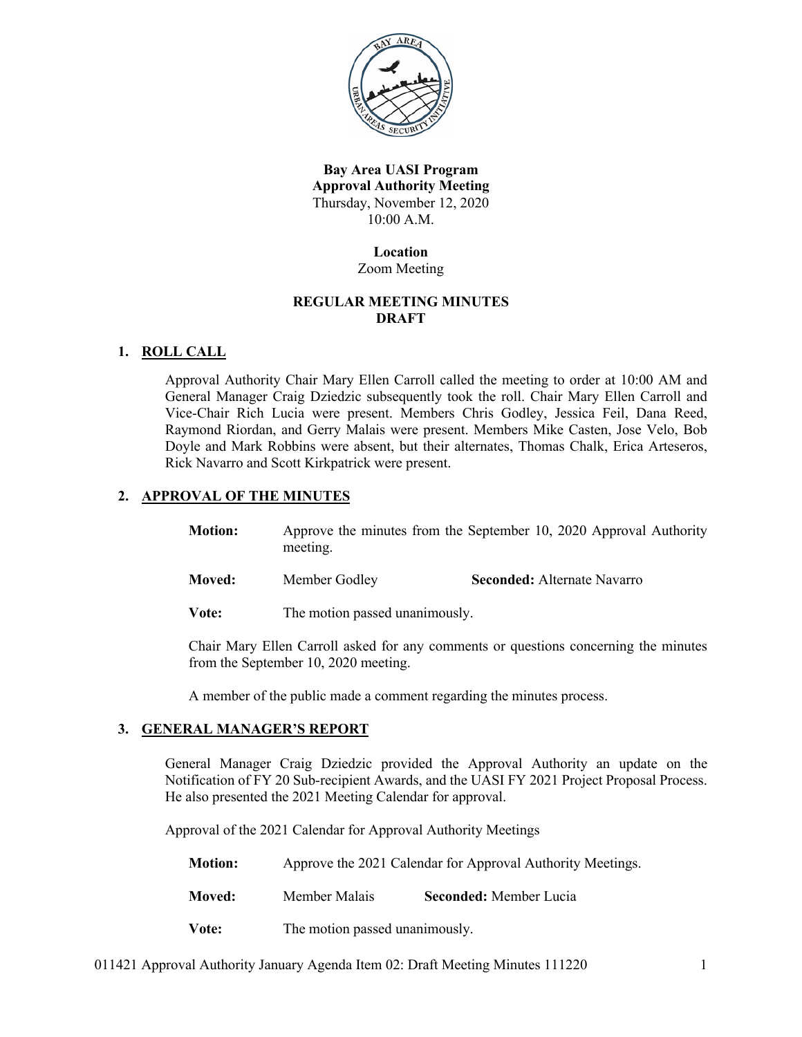**Bay Area UASI Program**
**Approval Authority Meeting**
Thursday, November 12, 2020
10:00 A.M.

**Location**
Zoom Meeting

**REGULAR MEETING MINUTES**
**DRAFT**

## 1. ROLL CALL

Approval Authority Chair Mary Ellen Carroll called the meeting to order at 10:00 AM and General Manager Craig Dziedzic subsequently took the roll. Chair Mary Ellen Carroll and Vice-Chair Rich Lucia were present. Members Chris Godley, Jessica Feil, Dana Reed, Raymond Riordan, and Gerry Malais were present. Members Mike Casten, Jose Velo, Bob Doyle and Mark Robbins were absent, but their alternates, Thomas Chalk, Erica Arteseros, Rick Navarro and Scott Kirkpatrick were present.

## 2. APPROVAL OF THE MINUTES

**Motion:** Approve the minutes from the September 10, 2020 Approval Authority meeting.

**Moved:** Member Godley **Seconded:** Alternate Navarro

**Vote:** The motion passed unanimously.

Chair Mary Ellen Carroll asked for any comments or questions concerning the minutes from the September 10, 2020 meeting.

A member of the public made a comment regarding the minutes process.

## 3. GENERAL MANAGER'S REPORT

General Manager Craig Dziedzic provided the Approval Authority an update on the Notification of FY 20 Sub-recipient Awards, and the UASI FY 2021 Project Proposal Process. He also presented the 2021 Meeting Calendar for approval.

Approval of the 2021 Calendar for Approval Authority Meetings

**Motion:** Approve the 2021 Calendar for Approval Authority Meetings.

**Moved:** Member Malais **Seconded:** Member Lucia

**Vote:** The motion passed unanimously.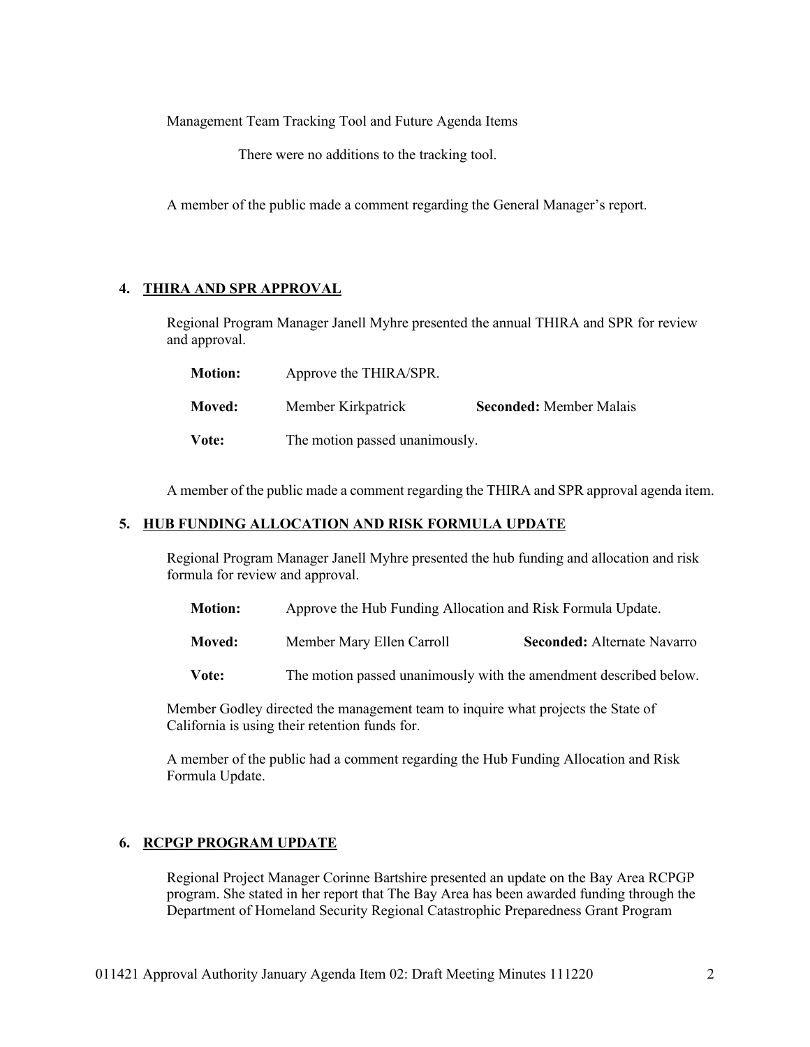Management Team Tracking Tool and Future Agenda Items

There were no additions to the tracking tool.

A member of the public made a comment regarding the General Manager's report.

## 4. THIRA AND SPR APPROVAL

Regional Program Manager Janell Myhre presented the annual THIRA and SPR for review and approval.

**Motion:** Approve the THIRA/SPR.

**Moved:** Member Kirkpatrick **Seconded:** Member Malais

**Vote:** The motion passed unanimously.

A member of the public made a comment regarding the THIRA and SPR approval agenda item.

## 5. HUB FUNDING ALLOCATION AND RISK FORMULA UPDATE

Regional Program Manager Janell Myhre presented the hub funding and allocation and risk formula for review and approval.

**Motion:** Approve the Hub Funding Allocation and Risk Formula Update.

**Moved:** Member Mary Ellen Carroll **Seconded:** Alternate Navarro

**Vote:** The motion passed unanimously with the amendment described below.

Member Godley directed the management team to inquire what projects the State of California is using their retention funds for.

A member of the public had a comment regarding the Hub Funding Allocation and Risk Formula Update.

## 6. RCPGP PROGRAM UPDATE

Regional Project Manager Corinne Bartshire presented an update on the Bay Area RCPGP program. She stated in her report that The Bay Area has been awarded funding through the Department of Homeland Security Regional Catastrophic Preparedness Grant Program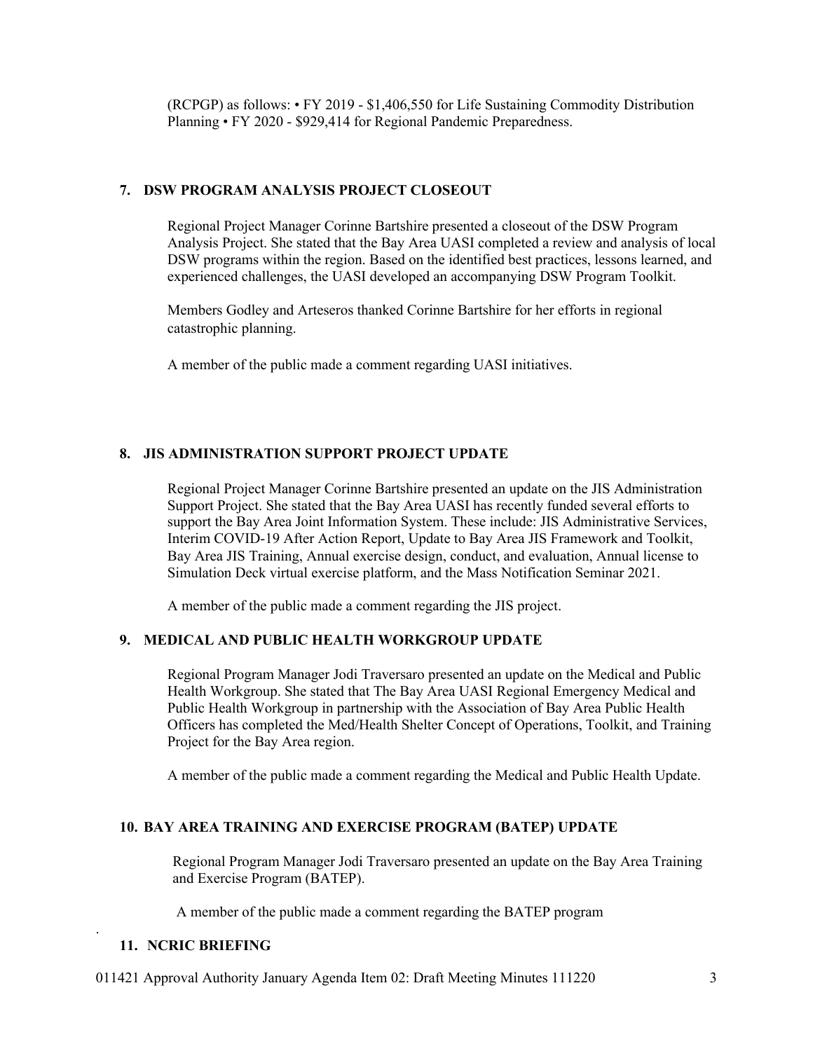(RCPGP) as follows: • FY 2019 - $1,406,550 for Life Sustaining Commodity Distribution Planning • FY 2020 - $929,414 for Regional Pandemic Preparedness.

## 7. DSW PROGRAM ANALYSIS PROJECT CLOSEOUT

Regional Project Manager Corinne Bartshire presented a closeout of the DSW Program Analysis Project. She stated that the Bay Area UASI completed a review and analysis of local DSW programs within the region. Based on the identified best practices, lessons learned, and experienced challenges, the UASI developed an accompanying DSW Program Toolkit.

Members Godley and Arteseros thanked Corinne Bartshire for her efforts in regional catastrophic planning.

A member of the public made a comment regarding UASI initiatives.

## 8. JIS ADMINISTRATION SUPPORT PROJECT UPDATE

Regional Project Manager Corinne Bartshire presented an update on the JIS Administration Support Project. She stated that the Bay Area UASI has recently funded several efforts to support the Bay Area Joint Information System. These include: JIS Administrative Services, Interim COVID-19 After Action Report, Update to Bay Area JIS Framework and Toolkit, Bay Area JIS Training, Annual exercise design, conduct, and evaluation, Annual license to Simulation Deck virtual exercise platform, and the Mass Notification Seminar 2021.

A member of the public made a comment regarding the JIS project.

## 9. MEDICAL AND PUBLIC HEALTH WORKGROUP UPDATE

Regional Program Manager Jodi Traversaro presented an update on the Medical and Public Health Workgroup. She stated that The Bay Area UASI Regional Emergency Medical and Public Health Workgroup in partnership with the Association of Bay Area Public Health Officers has completed the Med/Health Shelter Concept of Operations, Toolkit, and Training Project for the Bay Area region.

A member of the public made a comment regarding the Medical and Public Health Update.

## 10. BAY AREA TRAINING AND EXERCISE PROGRAM (BATEP) UPDATE

Regional Program Manager Jodi Traversaro presented an update on the Bay Area Training and Exercise Program (BATEP).

A member of the public made a comment regarding the BATEP program

## 11. NCRIC BRIEFING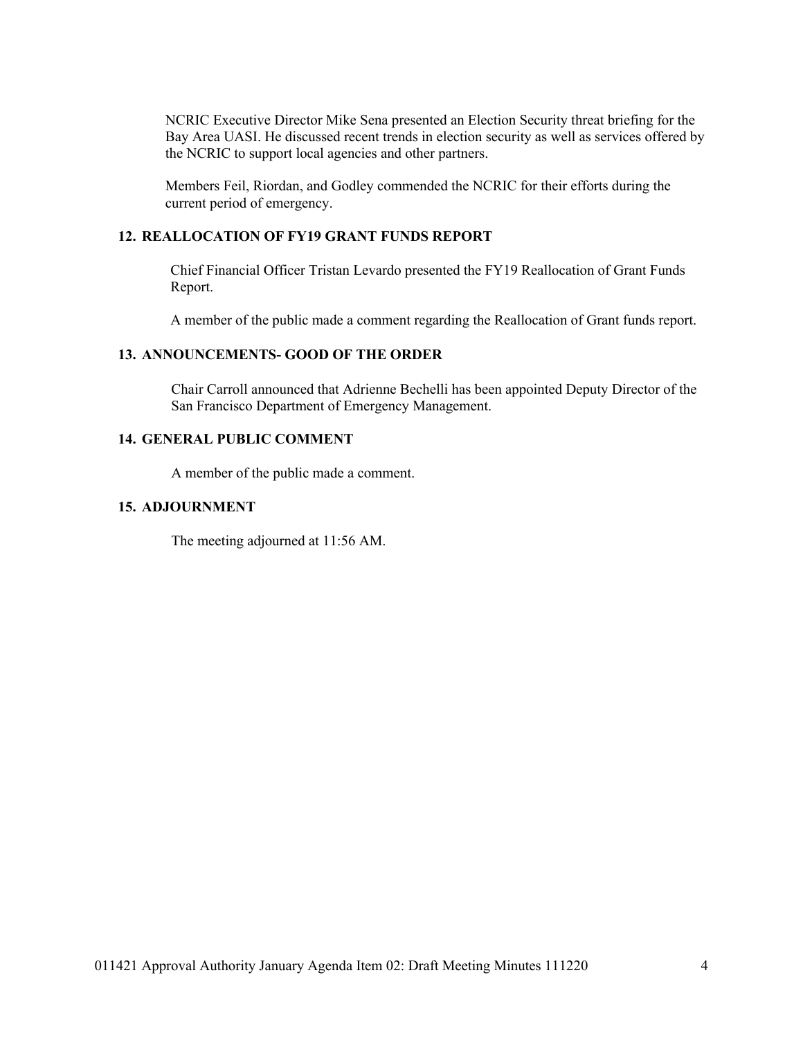NCRIC Executive Director Mike Sena presented an Election Security threat briefing for the Bay Area UASI. He discussed recent trends in election security as well as services offered by the NCRIC to support local agencies and other partners.

Members Feil, Riordan, and Godley commended the NCRIC for their efforts during the current period of emergency.

## 12. REALLOCATION OF FY19 GRANT FUNDS REPORT

Chief Financial Officer Tristan Levardo presented the FY19 Reallocation of Grant Funds Report.

A member of the public made a comment regarding the Reallocation of Grant funds report.

## 13. ANNOUNCEMENTS- GOOD OF THE ORDER

Chair Carroll announced that Adrienne Bechelli has been appointed Deputy Director of the San Francisco Department of Emergency Management.

## 14. GENERAL PUBLIC COMMENT

A member of the public made a comment.

## 15. ADJOURNMENT

The meeting adjourned at 11:56 AM.